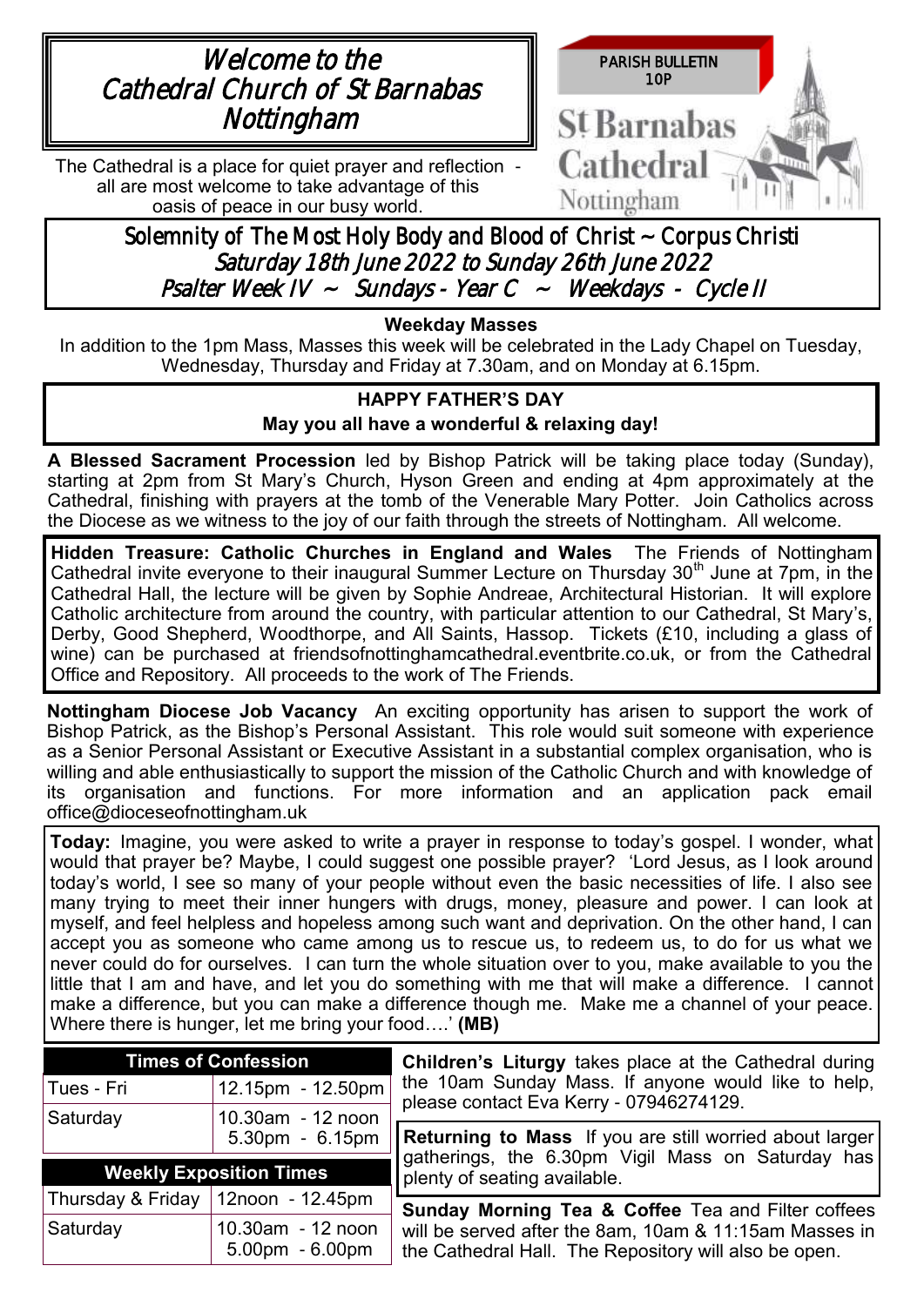# Welcome to the Cathedral Church of St Barnabas Nottingham

The Cathedral is a place for quiet prayer and reflection - all are most welcome to take advantage of this oasis of peace in our busy world.

PARISH BULLETIN
10P

St Barnabas Cathedral Nottingham

## Solemnity of The Most Holy Body and Blood of Christ ~ Corpus Christi

*Saturday 18th June 2022 to Sunday 26th June 2022*

*Psalter Week IV ~ Sundays - Year C ~ Weekdays - Cycle II*

**Weekday Masses**

In addition to the 1pm Mass, Masses this week will be celebrated in the Lady Chapel on Tuesday, Wednesday, Thursday and Friday at 7.30am, and on Monday at 6.15pm.

**HAPPY FATHER'S DAY**

**May you all have a wonderful & relaxing day!**

**A Blessed Sacrament Procession** led by Bishop Patrick will be taking place today (Sunday), starting at 2pm from St Mary's Church, Hyson Green and ending at 4pm approximately at the Cathedral, finishing with prayers at the tomb of the Venerable Mary Potter. Join Catholics across the Diocese as we witness to the joy of our faith through the streets of Nottingham. All welcome.

**Hidden Treasure: Catholic Churches in England and Wales** The Friends of Nottingham Cathedral invite everyone to their inaugural Summer Lecture on Thursday 30th June at 7pm, in the Cathedral Hall, the lecture will be given by Sophie Andreae, Architectural Historian. It will explore Catholic architecture from around the country, with particular attention to our Cathedral, St Mary's, Derby, Good Shepherd, Woodthorpe, and All Saints, Hassop. Tickets (£10, including a glass of wine) can be purchased at friendsofnottinghamcathedral.eventbrite.co.uk, or from the Cathedral Office and Repository. All proceeds to the work of The Friends.

**Nottingham Diocese Job Vacancy** An exciting opportunity has arisen to support the work of Bishop Patrick, as the Bishop's Personal Assistant. This role would suit someone with experience as a Senior Personal Assistant or Executive Assistant in a substantial complex organisation, who is willing and able enthusiastically to support the mission of the Catholic Church and with knowledge of its organisation and functions. For more information and an application pack email office@dioceseofnottingham.uk

**Today:** Imagine, you were asked to write a prayer in response to today's gospel. I wonder, what would that prayer be? Maybe, I could suggest one possible prayer? 'Lord Jesus, as I look around today's world, I see so many of your people without even the basic necessities of life. I also see many trying to meet their inner hungers with drugs, money, pleasure and power. I can look at myself, and feel helpless and hopeless among such want and deprivation. On the other hand, I can accept you as someone who came among us to rescue us, to redeem us, to do for us what we never could do for ourselves. I can turn the whole situation over to you, make available to you the little that I am and have, and let you do something with me that will make a difference. I cannot make a difference, but you can make a difference though me. Make me a channel of your peace. Where there is hunger, let me bring your food….' **(MB)**

| Times of Confession | |
|---|---|
| Tues - Fri | 12.15pm - 12.50pm |
| Saturday | 10.30am - 12 noon<br>5.30pm - 6.15pm |

| Weekly Exposition Times | |
|---|---|
| Thursday & Friday | 12noon - 12.45pm |
| Saturday | 10.30am - 12 noon<br>5.00pm - 6.00pm |

**Children's Liturgy** takes place at the Cathedral during the 10am Sunday Mass. If anyone would like to help, please contact Eva Kerry - 07946274129.

**Returning to Mass** If you are still worried about larger gatherings, the 6.30pm Vigil Mass on Saturday has plenty of seating available.

**Sunday Morning Tea & Coffee** Tea and Filter coffees will be served after the 8am, 10am & 11:15am Masses in the Cathedral Hall. The Repository will also be open.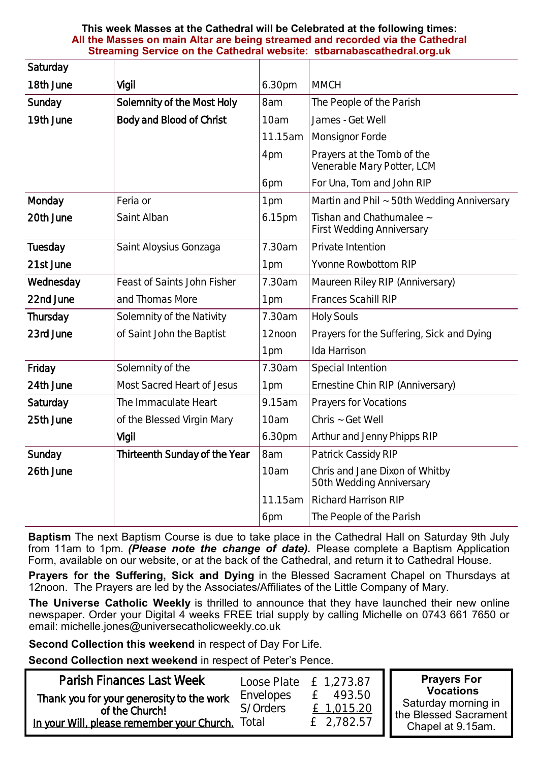**This week Masses at the Cathedral will be Celebrated at the following times:**
**All the Masses on main Altar are being streamed and recorded via the Cathedral Streaming Service on the Cathedral website: stbarnabascathedral.org.uk**

| Day | Celebration | Time | Intention |
|---|---|---|---|
| Saturday 18th June | Vigil | 6.30pm | MMCH |
| Sunday 19th June | Solemnity of the Most Holy Body and Blood of Christ | 8am | The People of the Parish |
| | | 10am | James - Get Well |
| | | 11.15am | Monsignor Forde |
| | | 4pm | Prayers at the Tomb of the Venerable Mary Potter, LCM |
| | | 6pm | For Una, Tom and John RIP |
| Monday 20th June | Feria or Saint Alban | 1pm | Martin and Phil ~ 50th Wedding Anniversary |
| | | 6.15pm | Tishan and Chathumalee ~ First Wedding Anniversary |
| Tuesday 21st June | Saint Aloysius Gonzaga | 7.30am | Private Intention |
| | | 1pm | Yvonne Rowbottom RIP |
| Wednesday 22nd June | Feast of Saints John Fisher and Thomas More | 7.30am | Maureen Riley RIP (Anniversary) |
| | | 1pm | Frances Scahill RIP |
| Thursday 23rd June | Solemnity of the Nativity of Saint John the Baptist | 7.30am | Holy Souls |
| | | 12noon | Prayers for the Suffering, Sick and Dying |
| | | 1pm | Ida Harrison |
| Friday 24th June | Solemnity of the Most Sacred Heart of Jesus | 7.30am | Special Intention |
| | | 1pm | Ernestine Chin RIP (Anniversary) |
| Saturday 25th June | The Immaculate Heart of the Blessed Virgin Mary | 9.15am | Prayers for Vocations |
| | | 10am | Chris ~ Get Well |
| | Vigil | 6.30pm | Arthur and Jenny Phipps RIP |
| Sunday 26th June | Thirteenth Sunday of the Year | 8am | Patrick Cassidy RIP |
| | | 10am | Chris and Jane Dixon of Whitby 50th Wedding Anniversary |
| | | 11.15am | Richard Harrison RIP |
| | | 6pm | The People of the Parish |

**Baptism** The next Baptism Course is due to take place in the Cathedral Hall on Saturday 9th July from 11am to 1pm. ***(Please note the change of date).*** Please complete a Baptism Application Form, available on our website, or at the back of the Cathedral, and return it to Cathedral House.

**Prayers for the Suffering, Sick and Dying** in the Blessed Sacrament Chapel on Thursdays at 12noon. The Prayers are led by the Associates/Affiliates of the Little Company of Mary.

**The Universe Catholic Weekly** is thrilled to announce that they have launched their new online newspaper. Order your Digital 4 weeks FREE trial supply by calling Michelle on 0743 661 7650 or email: michelle.jones@universecatholicweekly.co.uk

**Second Collection this weekend** in respect of Day For Life.

**Second Collection next weekend** in respect of Peter's Pence.

## Parish Finances Last Week

Thank you for your generosity to the work of the Church!

In your Will, please remember your Church.

| | |
|---|---|
| Loose Plate | £ 1,273.87 |
| Envelopes | £ 493.50 |
| S/Orders | £ 1,015.20 |
| Total | £ 2,782.57 |

**Prayers For Vocations**
Saturday morning in the Blessed Sacrament Chapel at 9.15am.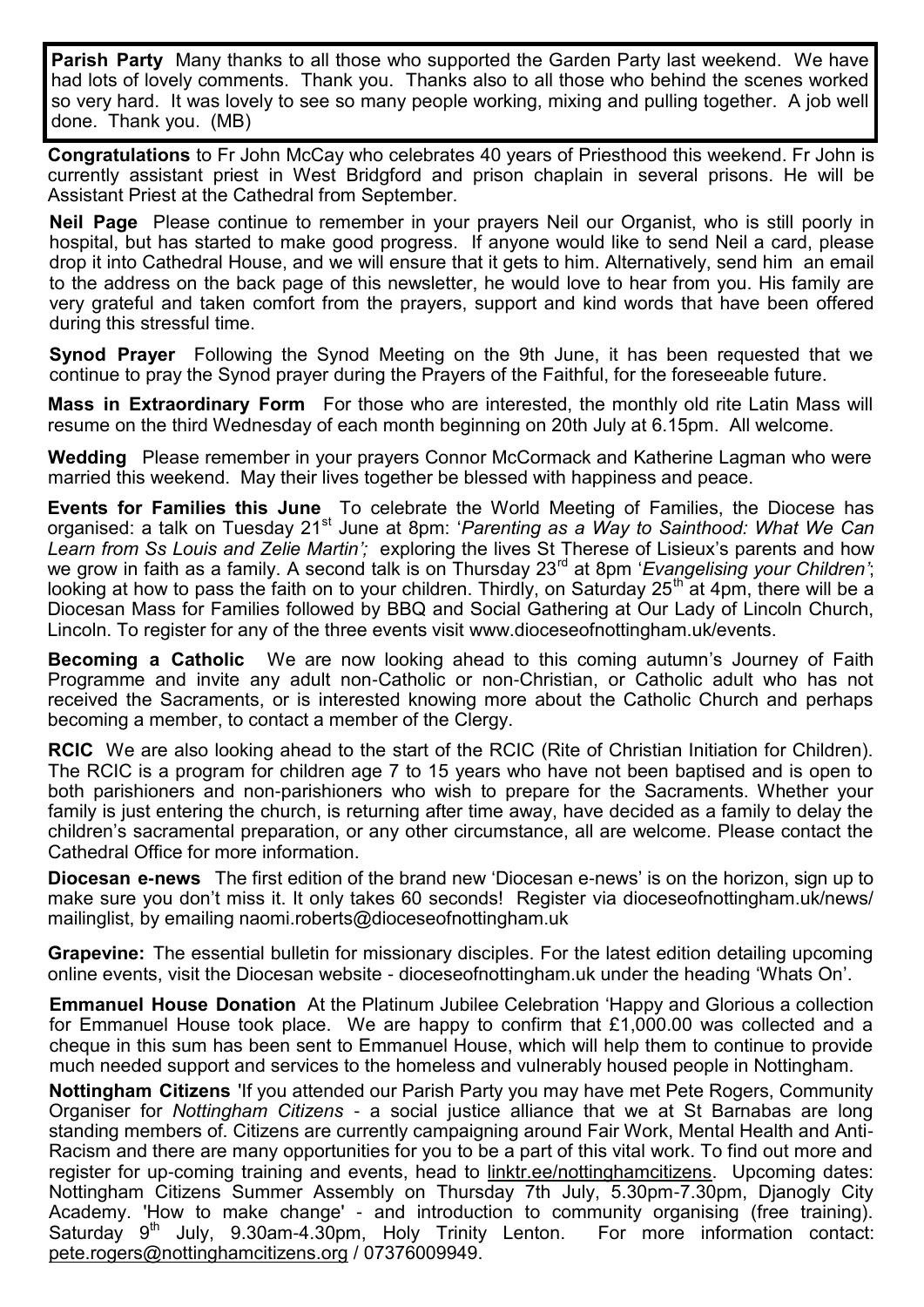**Parish Party** Many thanks to all those who supported the Garden Party last weekend. We have had lots of lovely comments. Thank you. Thanks also to all those who behind the scenes worked so very hard. It was lovely to see so many people working, mixing and pulling together. A job well done. Thank you. (MB)

**Congratulations** to Fr John McCay who celebrates 40 years of Priesthood this weekend. Fr John is currently assistant priest in West Bridgford and prison chaplain in several prisons. He will be Assistant Priest at the Cathedral from September.

**Neil Page** Please continue to remember in your prayers Neil our Organist, who is still poorly in hospital, but has started to make good progress. If anyone would like to send Neil a card, please drop it into Cathedral House, and we will ensure that it gets to him. Alternatively, send him an email to the address on the back page of this newsletter, he would love to hear from you. His family are very grateful and taken comfort from the prayers, support and kind words that have been offered during this stressful time.

**Synod Prayer** Following the Synod Meeting on the 9th June, it has been requested that we continue to pray the Synod prayer during the Prayers of the Faithful, for the foreseeable future.

**Mass in Extraordinary Form** For those who are interested, the monthly old rite Latin Mass will resume on the third Wednesday of each month beginning on 20th July at 6.15pm. All welcome.

**Wedding** Please remember in your prayers Connor McCormack and Katherine Lagman who were married this weekend. May their lives together be blessed with happiness and peace.

**Events for Families this June** To celebrate the World Meeting of Families, the Diocese has organised: a talk on Tuesday 21st June at 8pm: '*Parenting as a Way to Sainthood: What We Can Learn from Ss Louis and Zelie Martin';* exploring the lives St Therese of Lisieux's parents and how we grow in faith as a family. A second talk is on Thursday 23rd at 8pm '*Evangelising your Children'*; looking at how to pass the faith on to your children. Thirdly, on Saturday 25th at 4pm, there will be a Diocesan Mass for Families followed by BBQ and Social Gathering at Our Lady of Lincoln Church, Lincoln. To register for any of the three events visit www.dioceseofnottingham.uk/events.

**Becoming a Catholic** We are now looking ahead to this coming autumn's Journey of Faith Programme and invite any adult non-Catholic or non-Christian, or Catholic adult who has not received the Sacraments, or is interested knowing more about the Catholic Church and perhaps becoming a member, to contact a member of the Clergy.

**RCIC** We are also looking ahead to the start of the RCIC (Rite of Christian Initiation for Children). The RCIC is a program for children age 7 to 15 years who have not been baptised and is open to both parishioners and non-parishioners who wish to prepare for the Sacraments. Whether your family is just entering the church, is returning after time away, have decided as a family to delay the children's sacramental preparation, or any other circumstance, all are welcome. Please contact the Cathedral Office for more information.

**Diocesan e-news** The first edition of the brand new 'Diocesan e-news' is on the horizon, sign up to make sure you don't miss it. It only takes 60 seconds! Register via dioceseofnottingham.uk/news/mailinglist, by emailing naomi.roberts@dioceseofnottingham.uk

**Grapevine:** The essential bulletin for missionary disciples. For the latest edition detailing upcoming online events, visit the Diocesan website - dioceseofnottingham.uk under the heading 'Whats On'.

**Emmanuel House Donation** At the Platinum Jubilee Celebration 'Happy and Glorious a collection for Emmanuel House took place. We are happy to confirm that £1,000.00 was collected and a cheque in this sum has been sent to Emmanuel House, which will help them to continue to provide much needed support and services to the homeless and vulnerably housed people in Nottingham.

**Nottingham Citizens** 'If you attended our Parish Party you may have met Pete Rogers, Community Organiser for *Nottingham Citizens* - a social justice alliance that we at St Barnabas are long standing members of. Citizens are currently campaigning around Fair Work, Mental Health and Anti-Racism and there are many opportunities for you to be a part of this vital work. To find out more and register for up-coming training and events, head to linktr.ee/nottinghamcitizens. Upcoming dates: Nottingham Citizens Summer Assembly on Thursday 7th July, 5.30pm-7.30pm, Djanogly City Academy. 'How to make change' - and introduction to community organising (free training). Saturday 9th July, 9.30am-4.30pm, Holy Trinity Lenton. For more information contact: pete.rogers@nottinghamcitizens.org / 07376009949.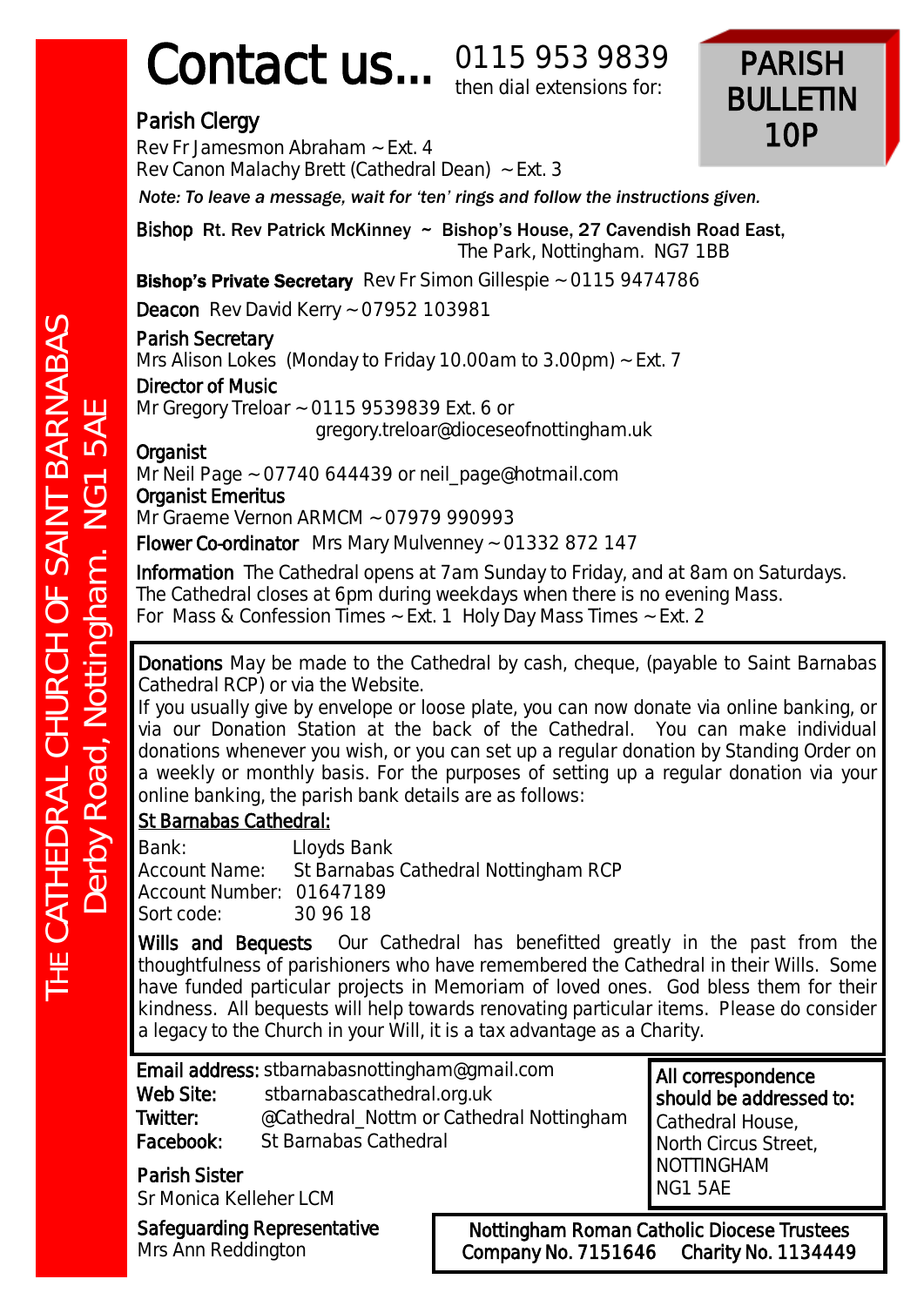THE CATHEDRAL CHURCH OF SAINT BARNABAS
Derby Road, Nottingham. NG1 5AE

# Contact us...

0115 953 9839
then dial extensions for:

**PARISH BULLETIN 10P**

**Parish Clergy**
Rev Fr Jamesmon Abraham ~ Ext. 4
Rev Canon Malachy Brett (Cathedral Dean) ~ Ext. 3

*Note: To leave a message, wait for 'ten' rings and follow the instructions given.*

**Bishop** Rt. Rev Patrick McKinney ~ Bishop's House, 27 Cavendish Road East, The Park, Nottingham. NG7 1BB

**Bishop's Private Secretary** Rev Fr Simon Gillespie ~ 0115 9474786

**Deacon** Rev David Kerry ~ 07952 103981

**Parish Secretary**
Mrs Alison Lokes (Monday to Friday 10.00am to 3.00pm) ~ Ext. 7

**Director of Music**
Mr Gregory Treloar ~ 0115 9539839 Ext. 6 or gregory.treloar@dioceseofnottingham.uk

**Organist**
Mr Neil Page ~ 07740 644439 or neil_page@hotmail.com

**Organist Emeritus**
Mr Graeme Vernon ARMCM ~ 07979 990993

**Flower Co-ordinator** Mrs Mary Mulvenney ~ 01332 872 147

**Information** The Cathedral opens at 7am Sunday to Friday, and at 8am on Saturdays. The Cathedral closes at 6pm during weekdays when there is no evening Mass.
For Mass & Confession Times ~ Ext. 1 Holy Day Mass Times ~ Ext. 2

**Donations** May be made to the Cathedral by cash, cheque, (payable to Saint Barnabas Cathedral RCP) or via the Website.
If you usually give by envelope or loose plate, you can now donate via online banking, or via our Donation Station at the back of the Cathedral. You can make individual donations whenever you wish, or you can set up a regular donation by Standing Order on a weekly or monthly basis. For the purposes of setting up a regular donation via your online banking, the parish bank details are as follows:

**St Barnabas Cathedral:**

Bank: Lloyds Bank
Account Name: St Barnabas Cathedral Nottingham RCP
Account Number: 01647189
Sort code: 30 96 18

**Wills and Bequests** Our Cathedral has benefitted greatly in the past from the thoughtfulness of parishioners who have remembered the Cathedral in their Wills. Some have funded particular projects in Memoriam of loved ones. God bless them for their kindness. All bequests will help towards renovating particular items. Please do consider a legacy to the Church in your Will, it is a tax advantage as a Charity.

**Email address:** stbarnabasnottingham@gmail.com
**Web Site:** stbarnabascathedral.org.uk
**Twitter:** @Cathedral_Nottm or Cathedral Nottingham
**Facebook:** St Barnabas Cathedral

**All correspondence should be addressed to:**
Cathedral House,
North Circus Street,
NOTTINGHAM
NG1 5AE

**Parish Sister**
Sr Monica Kelleher LCM

**Safeguarding Representative**
Mrs Ann Reddington

**Nottingham Roman Catholic Diocese Trustees**
**Company No. 7151646 Charity No. 1134449**